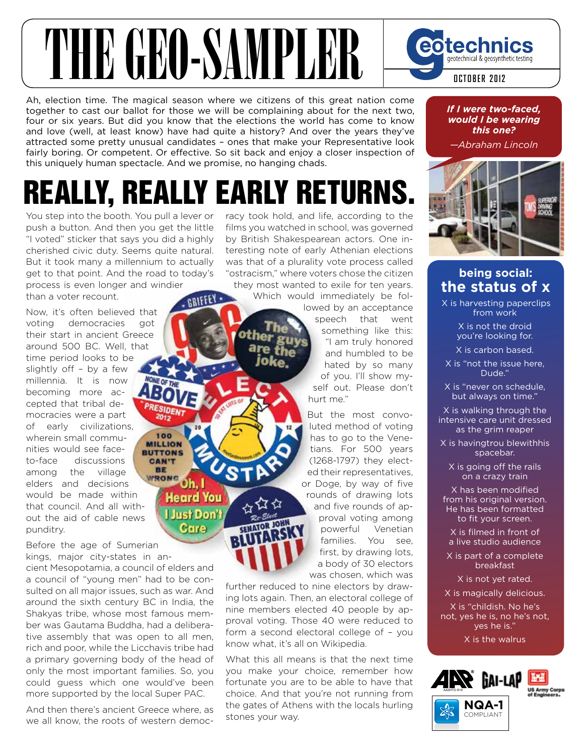# THE GEO-SAMPLER

geotechnics — geotechnical & geosynthetic testing

OCTOBER 2012

Ah, election time. The magical season where we citizens of this great nation come together to cast our ballot for those we will be complaining about for the next two, four or six years. But did you know that the elections the world has come to know and love (well, at least know) have had quite a history? And over the years they've attracted some pretty unusual candidates – ones that make your Representative look fairly boring. Or competent. Or effective. So sit back and enjoy a closer inspection of this uniquely human spectacle. And we promise, no hanging chads.

## REALLY, REALLY EARLY RETURNS.

You step into the booth. You pull a lever or push a button. And then you get the little "I voted" sticker that says you did a highly cherished civic duty. Seems quite natural. But it took many a millennium to actually get to that point. And the road to today's process is even longer and windier than a voter recount.

Now, it's often believed that voting democracies got their start in ancient Greece around 500 BC. Well, that time period looks to be slightly off – by a few millennia. It is now becoming more accepted that tribal democracies were a part of early civilizations, wherein small communities would see face-to-face discussions among the village elders and decisions would be made within that council. And all without the aid of cable news punditry.

Before the age of Sumerian kings, major city-states in ancient Mesopotamia, a council of elders and a council of "young men" had to be consulted on all major issues, such as war. And around the sixth century BC in India, the Shakyas tribe, whose most famous member was Gautama Buddha, had a deliberative assembly that was open to all men, rich and poor, while the Licchavis tribe had a primary governing body of the head of only the most important families. So, you could guess which one would've been more supported by the local Super PAC.

And then there's ancient Greece where, as we all know, the roots of western democracy took hold, and life, according to the films you watched in school, was governed by British Shakespearean actors. One interesting note of early Athenian elections was that of a plurality vote process called "ostracism," where voters chose the citizen they most wanted to exile for ten years. Which would immediately be followed by an acceptance speech that went something like this: "I am truly honored and humbled to be hated by so many of you. I'll show myself out. Please don't hurt me."

But the most convoluted method of voting has to go to the Venetians. For 500 years (1268-1797) they elected their representatives, or Doge, by way of five rounds of drawing lots and five rounds of approval voting among powerful Venetian families. You see, first, by drawing lots, a body of 30 electors was chosen, which was further reduced to nine electors by drawing lots again. Then, an electoral college of nine members elected 40 people by approval voting. Those 40 were reduced to form a second electoral college of – you know what, it's all on Wikipedia.

What this all means is that the next time you make your choice, remember how fortunate you are to be able to have that choice. And that you're not running from the gates of Athens with the locals hurling stones your way.

*If I were two-faced, would I be wearing this one?*
*—Abraham Lincoln*

### being social: the status of x

X is harvesting paperclips from work

X is not the droid you're looking for.

X is carbon based.

X is "not the issue here, Dude."

X is "never on schedule, but always on time."

X is walking through the intensive care unit dressed as the grim reaper

X is havingtrou blewiththis spacebar.

X is going off the rails on a crazy train

X has been modified from his original version. He has been formatted to fit your screen.

X is filmed in front of a live studio audience

X is part of a complete breakfast

X is not yet rated.

X is magically delicious.

X is "childish. No he's not, yes he is, no he's not, yes he is."

X is the walrus

AASHTO R18 · GAI-LAP · US Army Corps of Engineers · NQA-1 COMPLIANT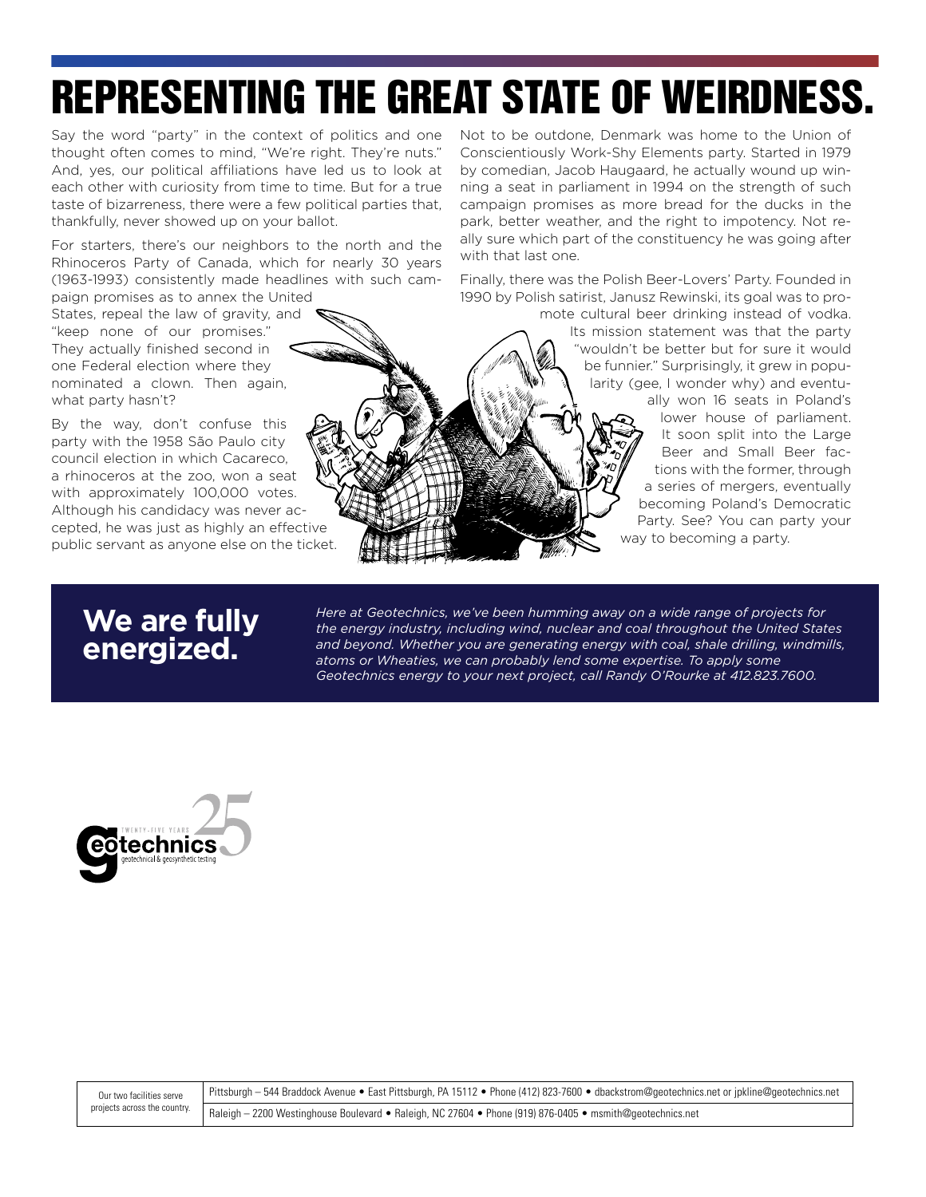# REPRESENTING THE GREAT STATE OF WEIRDNESS.

Say the word "party" in the context of politics and one thought often comes to mind, "We're right. They're nuts." And, yes, our political affiliations have led us to look at each other with curiosity from time to time. But for a true taste of bizarreness, there were a few political parties that, thankfully, never showed up on your ballot.

For starters, there's our neighbors to the north and the Rhinoceros Party of Canada, which for nearly 30 years (1963-1993) consistently made headlines with such campaign promises as to annex the United States, repeal the law of gravity, and "keep none of our promises." They actually finished second in one Federal election where they nominated a clown. Then again, what party hasn't?

By the way, don't confuse this party with the 1958 São Paulo city council election in which Cacareco, a rhinoceros at the zoo, won a seat with approximately 100,000 votes. Although his candidacy was never accepted, he was just as highly an effective public servant as anyone else on the ticket.

Not to be outdone, Denmark was home to the Union of Conscientiously Work-Shy Elements party. Started in 1979 by comedian, Jacob Haugaard, he actually wound up winning a seat in parliament in 1994 on the strength of such campaign promises as more bread for the ducks in the park, better weather, and the right to impotency. Not really sure which part of the constituency he was going after with that last one.

Finally, there was the Polish Beer-Lovers' Party. Founded in 1990 by Polish satirist, Janusz Rewinski, its goal was to promote cultural beer drinking instead of vodka. Its mission statement was that the party "wouldn't be better but for sure it would be funnier." Surprisingly, it grew in popularity (gee, I wonder why) and eventually won 16 seats in Poland's lower house of parliament. It soon split into the Large Beer and Small Beer factions with the former, through a series of mergers, eventually becoming Poland's Democratic Party. See? You can party your way to becoming a party.

## We are fully energized.

*Here at Geotechnics, we've been humming away on a wide range of projects for the energy industry, including wind, nuclear and coal throughout the United States and beyond. Whether you are generating energy with coal, shale drilling, windmills, atoms or Wheaties, we can probably lend some expertise. To apply some Geotechnics energy to your next project, call Randy O'Rourke at 412.823.7600.*

geotechnics — TWENTY-FIVE YEARS 25 — geotechnical & geosynthetic testing

| | |
|---|---|
| Our two facilities serve projects across the country. | Pittsburgh – 544 Braddock Avenue • East Pittsburgh, PA 15112 • Phone (412) 823-7600 • dbackstrom@geotechnics.net or jpkline@geotechnics.net |
| | Raleigh – 2200 Westinghouse Boulevard • Raleigh, NC 27604 • Phone (919) 876-0405 • msmith@geotechnics.net |